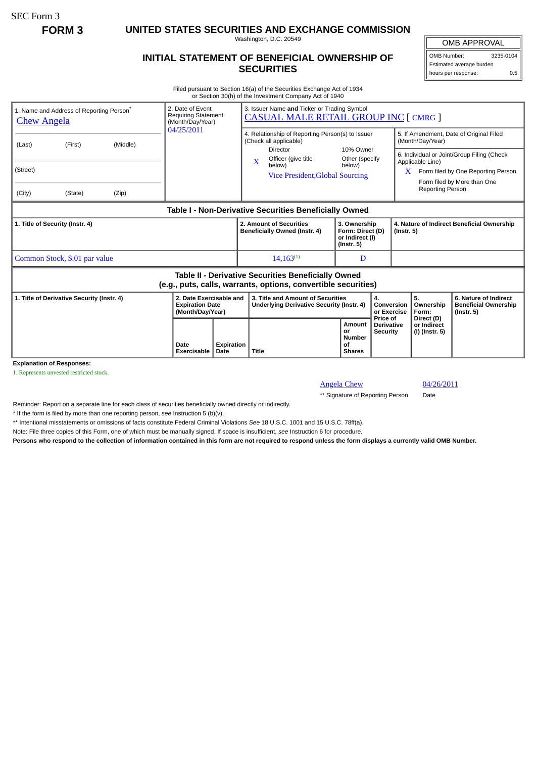SEC Form 3

**FORM 3**

# UNITED STATES SECURITIES AND EXCHANGE COMMISSION

Washington, D.C. 20549

## INITIAL STATEMENT OF BENEFICIAL OWNERSHIP OF SECURITIES

| OMB APPROVAL | |
|---|---|
| OMB Number: | 3235-0104 |
| Estimated average burden hours per response: | 0.5 |

Filed pursuant to Section 16(a) of the Securities Exchange Act of 1934 or Section 30(h) of the Investment Company Act of 1940

| 1. Name and Address of Reporting Person* | 2. Date of Event Requiring Statement (Month/Day/Year) | 3. Issuer Name and Ticker or Trading Symbol |
|---|---|---|
| Chew Angela | 04/25/2011 | CASUAL MALE RETAIL GROUP INC [ CMRG ] |
| (Last) (First) (Middle) | | 4. Relationship of Reporting Person(s) to Issuer (Check all applicable): Director; 10% Owner; X Officer (give title below); Other (specify below) — Vice President,Global Sourcing |
| (Street) | | 5. If Amendment, Date of Original Filed (Month/Day/Year) |
| (City) (State) (Zip) | | 6. Individual or Joint/Group Filing (Check Applicable Line): X Form filed by One Reporting Person; Form filed by More than One Reporting Person |

### Table I - Non-Derivative Securities Beneficially Owned

| 1. Title of Security (Instr. 4) | 2. Amount of Securities Beneficially Owned (Instr. 4) | 3. Ownership Form: Direct (D) or Indirect (I) (Instr. 5) | 4. Nature of Indirect Beneficial Ownership (Instr. 5) |
|---|---|---|---|
| Common Stock, $.01 par value | 14,163[(1)] | D | |

### Table II - Derivative Securities Beneficially Owned (e.g., puts, calls, warrants, options, convertible securities)

| 1. Title of Derivative Security (Instr. 4) | 2. Date Exercisable and Expiration Date (Month/Day/Year) | | 3. Title and Amount of Securities Underlying Derivative Security (Instr. 4) | | 4. Conversion or Exercise Price of Derivative Security | 5. Ownership Form: Direct (D) or Indirect (I) (Instr. 5) | 6. Nature of Indirect Beneficial Ownership (Instr. 5) |
|---|---|---|---|---|---|---|---|
| | Date Exercisable | Expiration Date | Title | Amount or Number of Shares | | | |

**Explanation of Responses:**

1. Represents unvested restricted stock.

| Angela Chew | 04/26/2011 |
|---|---|
| ** Signature of Reporting Person | Date |

Reminder: Report on a separate line for each class of securities beneficially owned directly or indirectly.

\* If the form is filed by more than one reporting person, *see* Instruction 5 (b)(v).

** Intentional misstatements or omissions of facts constitute Federal Criminal Violations *See* 18 U.S.C. 1001 and 15 U.S.C. 78ff(a).

Note: File three copies of this Form, one of which must be manually signed. If space is insufficient, *see* Instruction 6 for procedure.

**Persons who respond to the collection of information contained in this form are not required to respond unless the form displays a currently valid OMB Number.**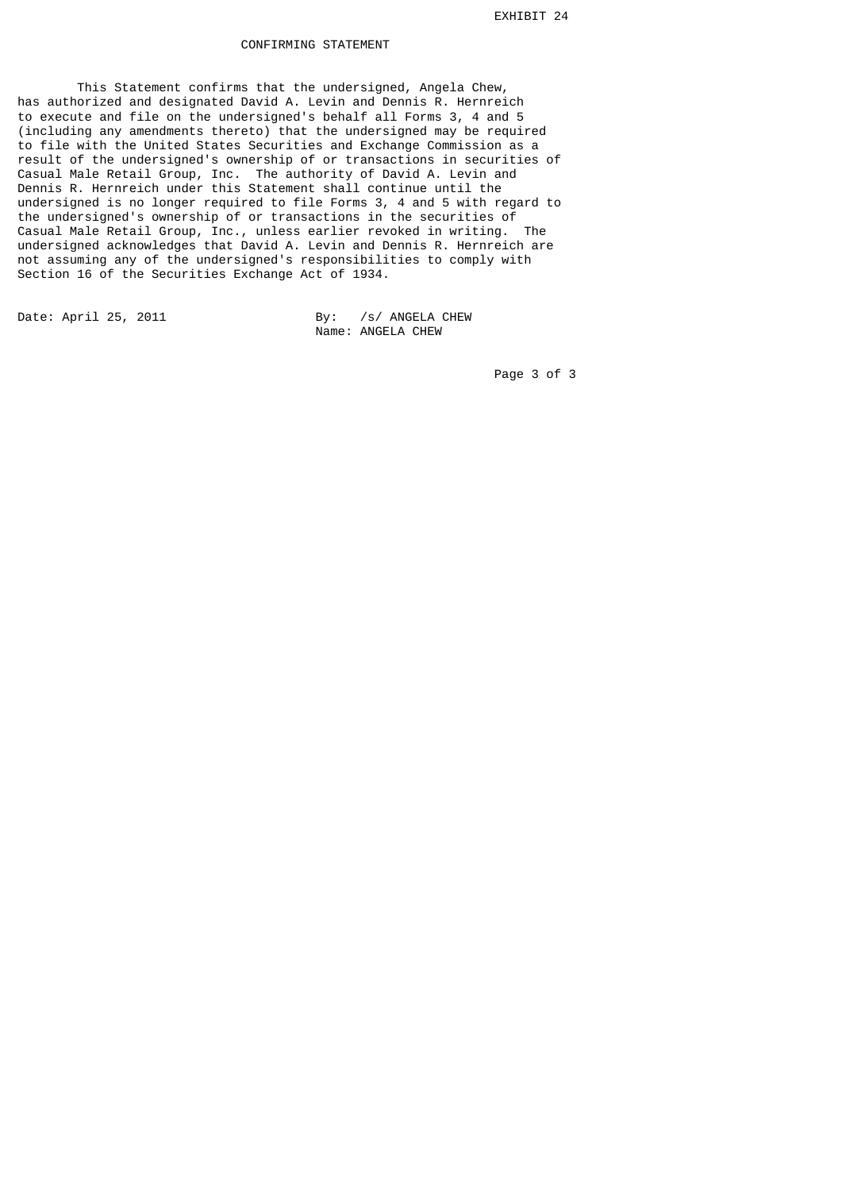EXHIBIT 24

# CONFIRMING STATEMENT

This Statement confirms that the undersigned, Angela Chew, has authorized and designated David A. Levin and Dennis R. Hernreich to execute and file on the undersigned's behalf all Forms 3, 4 and 5 (including any amendments thereto) that the undersigned may be required to file with the United States Securities and Exchange Commission as a result of the undersigned's ownership of or transactions in securities of Casual Male Retail Group, Inc. The authority of David A. Levin and Dennis R. Hernreich under this Statement shall continue until the undersigned is no longer required to file Forms 3, 4 and 5 with regard to the undersigned's ownership of or transactions in the securities of Casual Male Retail Group, Inc., unless earlier revoked in writing. The undersigned acknowledges that David A. Levin and Dennis R. Hernreich are not assuming any of the undersigned's responsibilities to comply with Section 16 of the Securities Exchange Act of 1934.

Date: April 25, 2011

By: /s/ ANGELA CHEW
Name: ANGELA CHEW